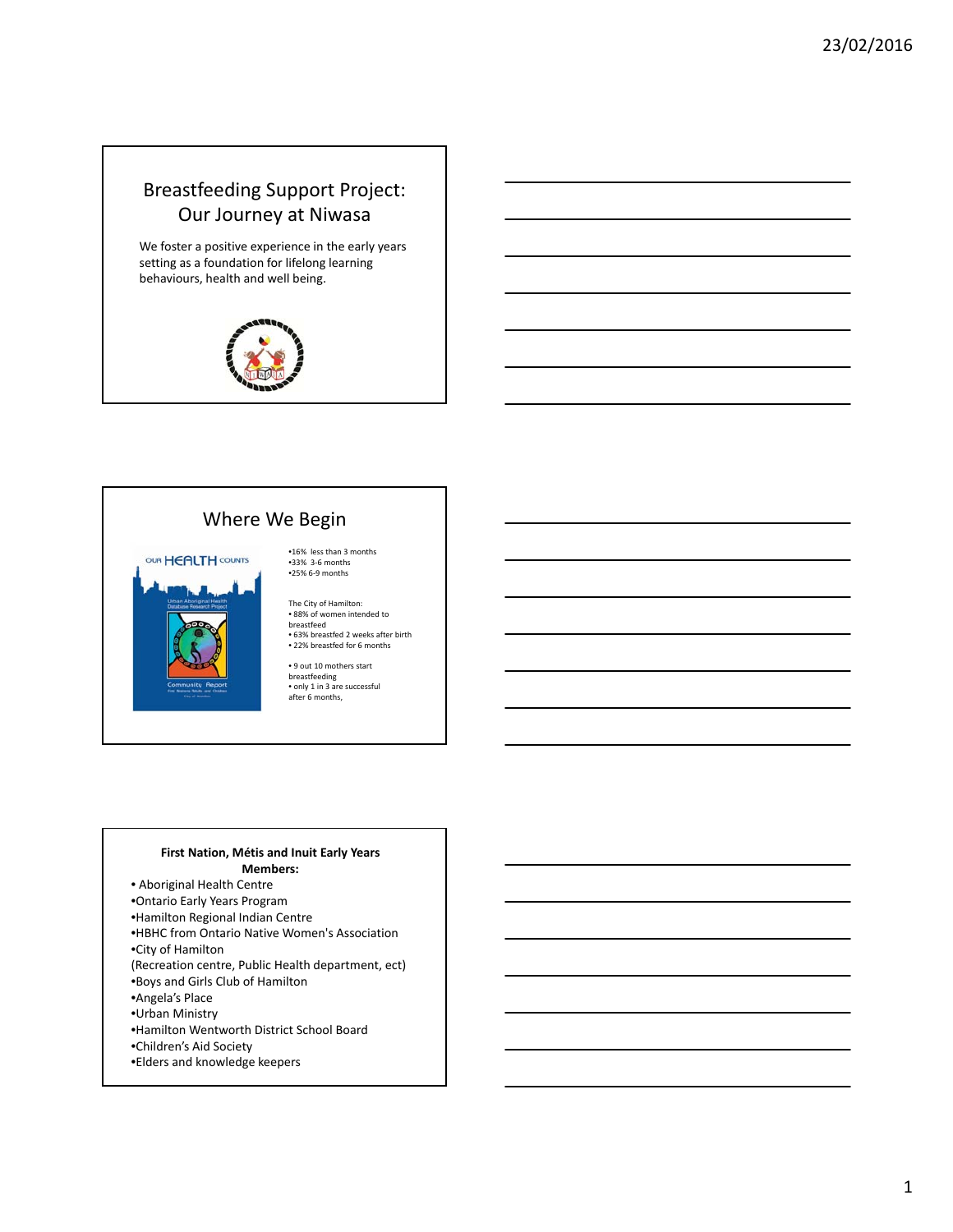## Breastfeeding Support Project: Our Journey at Niwasa

We foster a positive experience in the early years setting as a foundation for lifelong learning behaviours, health and well being.

## Where We Begin

OUR HEALTH COUNTS

Urban Aboriginal Health Database Research Project

Community Report

•16% less than 3 months
•33% 3-6 months
•25% 6-9 months

The City of Hamilton:
• 88% of women intended to breastfeed
• 63% breastfed 2 weeks after birth
• 22% breastfed for 6 months

• 9 out 10 mothers start breastfeeding
• only 1 in 3 are successful after 6 months,

**First Nation, Métis and Inuit Early Years Members:**

- Aboriginal Health Centre
- Ontario Early Years Program
- Hamilton Regional Indian Centre
- HBHC from Ontario Native Women's Association
- City of Hamilton
(Recreation centre, Public Health department, ect)
- Boys and Girls Club of Hamilton
- Angela's Place
- Urban Ministry
- Hamilton Wentworth District School Board
- Children's Aid Society
- Elders and knowledge keepers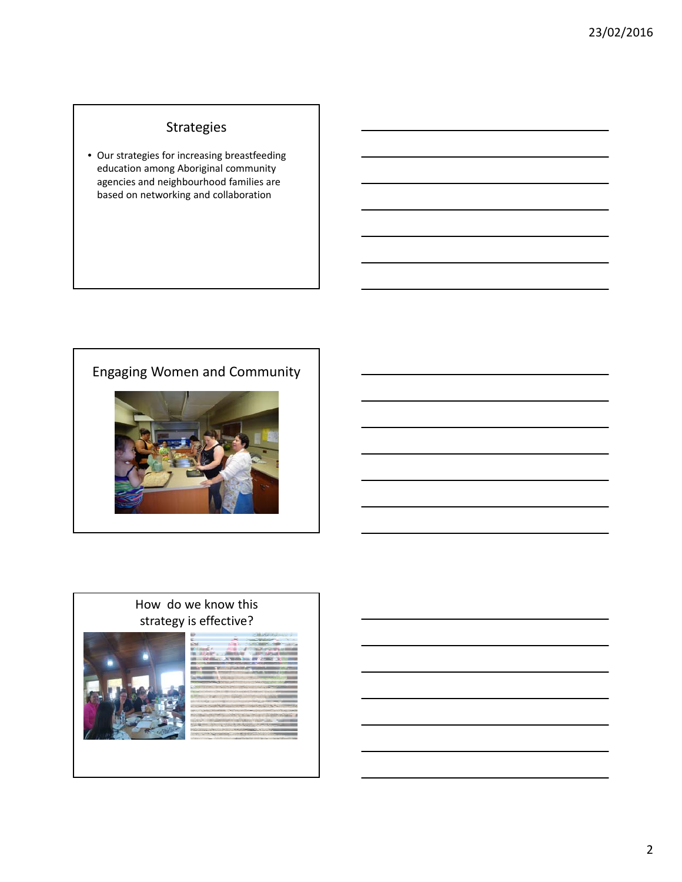## Strategies

- Our strategies for increasing breastfeeding education among Aboriginal community agencies and neighbourhood families are based on networking and collaboration

## Engaging Women and Community

## How do we know this strategy is effective?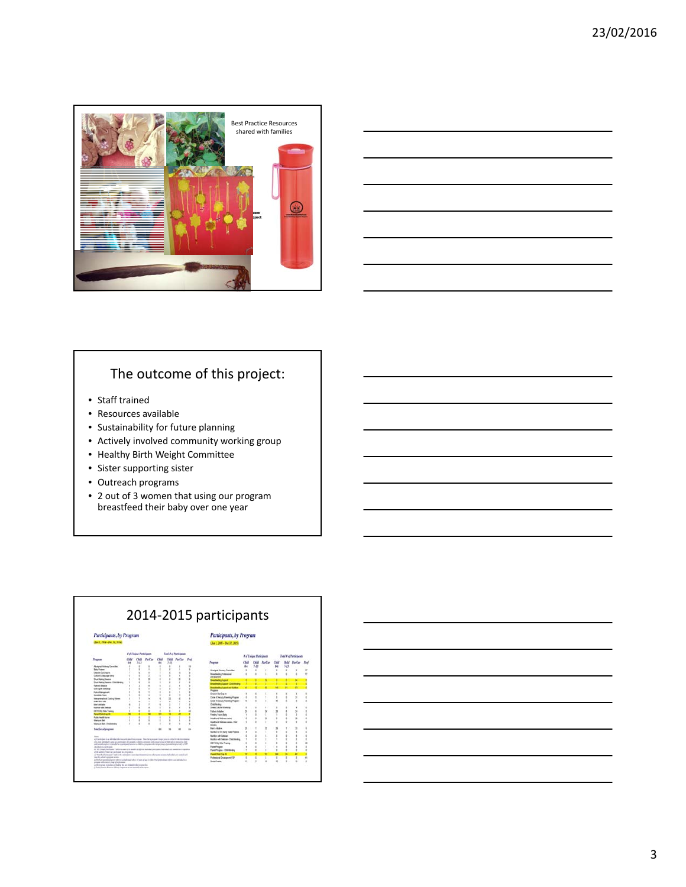Best Practice Resources shared with families

## The outcome of this project:

- Staff trained
- Resources available
- Sustainability for future planning
- Actively involved community working group
- Healthy Birth Weight Committee
- Sister supporting sister
- Outreach programs
- 2 out of 3 women that using our program breastfeed their baby over one year

## 2014-2015 participants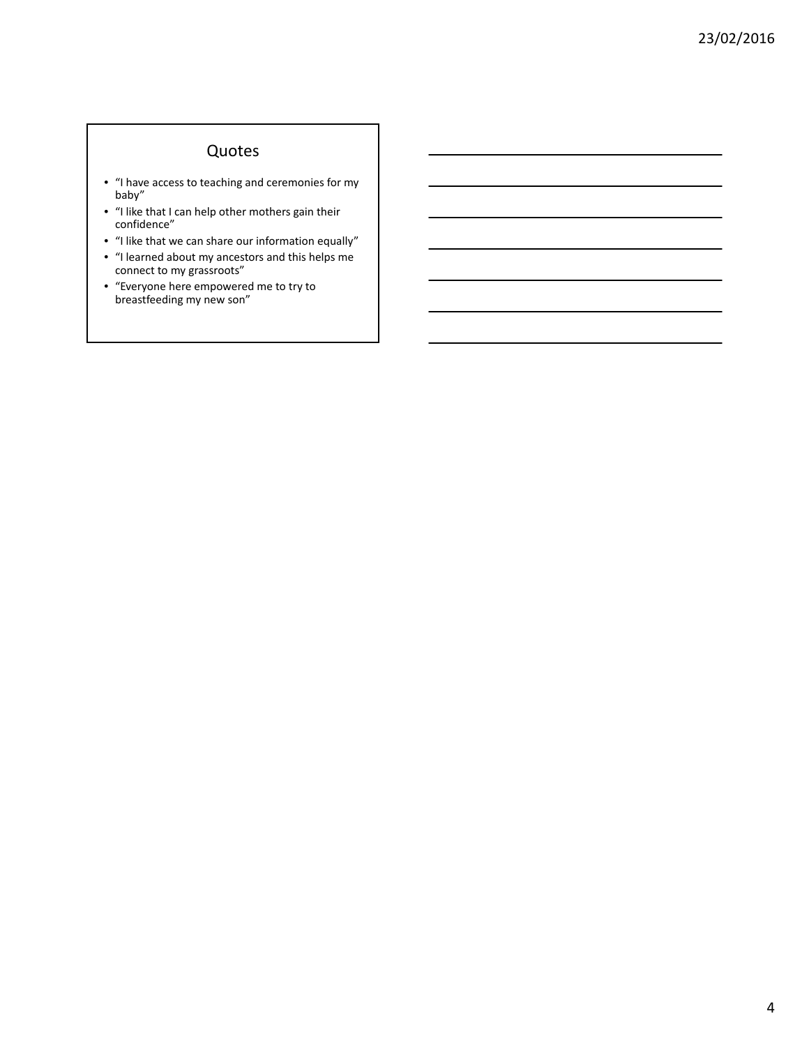## Quotes

- "I have access to teaching and ceremonies for my baby"
- "I like that I can help other mothers gain their confidence"
- "I like that we can share our information equally"
- "I learned about my ancestors and this helps me connect to my grassroots"
- "Everyone here empowered me to try to breastfeeding my new son"